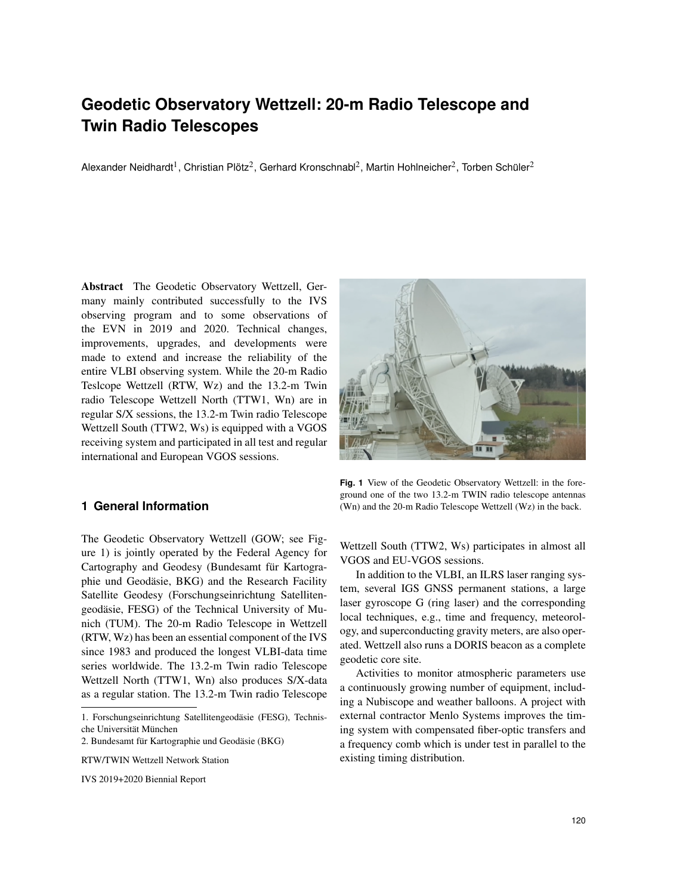# Geodetic Observatory Wettzell: 20-m Radio Telescope and Twin Radio Telescopes

Alexander Neidhardt[1], Christian Plötz[2], Gerhard Kronschnabl[2], Martin Hohlneicher[2], Torben Schüler[2]

**Abstract** The Geodetic Observatory Wettzell, Germany mainly contributed successfully to the IVS observing program and to some observations of the EVN in 2019 and 2020. Technical changes, improvements, upgrades, and developments were made to extend and increase the reliability of the entire VLBI observing system. While the 20-m Radio Teslcope Wettzell (RTW, Wz) and the 13.2-m Twin radio Telescope Wettzell North (TTW1, Wn) are in regular S/X sessions, the 13.2-m Twin radio Telescope Wettzell South (TTW2, Ws) is equipped with a VGOS receiving system and participated in all test and regular international and European VGOS sessions.

**Fig. 1** View of the Geodetic Observatory Wettzell: in the foreground one of the two 13.2-m TWIN radio telescope antennas (Wn) and the 20-m Radio Telescope Wettzell (Wz) in the back.

## 1 General Information

The Geodetic Observatory Wettzell (GOW; see Figure 1) is jointly operated by the Federal Agency for Cartography and Geodesy (Bundesamt für Kartographie und Geodäsie, BKG) and the Research Facility Satellite Geodesy (Forschungseinrichtung Satellitengeodäsie, FESG) of the Technical University of Munich (TUM). The 20-m Radio Telescope in Wettzell (RTW, Wz) has been an essential component of the IVS since 1983 and produced the longest VLBI-data time series worldwide. The 13.2-m Twin radio Telescope Wettzell North (TTW1, Wn) also produces S/X-data as a regular station. The 13.2-m Twin radio Telescope Wettzell South (TTW2, Ws) participates in almost all VGOS and EU-VGOS sessions.

In addition to the VLBI, an ILRS laser ranging system, several IGS GNSS permanent stations, a large laser gyroscope G (ring laser) and the corresponding local techniques, e.g., time and frequency, meteorology, and superconducting gravity meters, are also operated. Wettzell also runs a DORIS beacon as a complete geodetic core site.

Activities to monitor atmospheric parameters use a continuously growing number of equipment, including a Nubiscope and weather balloons. A project with external contractor Menlo Systems improves the timing system with compensated fiber-optic transfers and a frequency comb which is under test in parallel to the existing timing distribution.

1. Forschungseinrichtung Satellitengeodäsie (FESG), Technische Universität München

2. Bundesamt für Kartographie und Geodäsie (BKG)

RTW/TWIN Wettzell Network Station

IVS 2019+2020 Biennial Report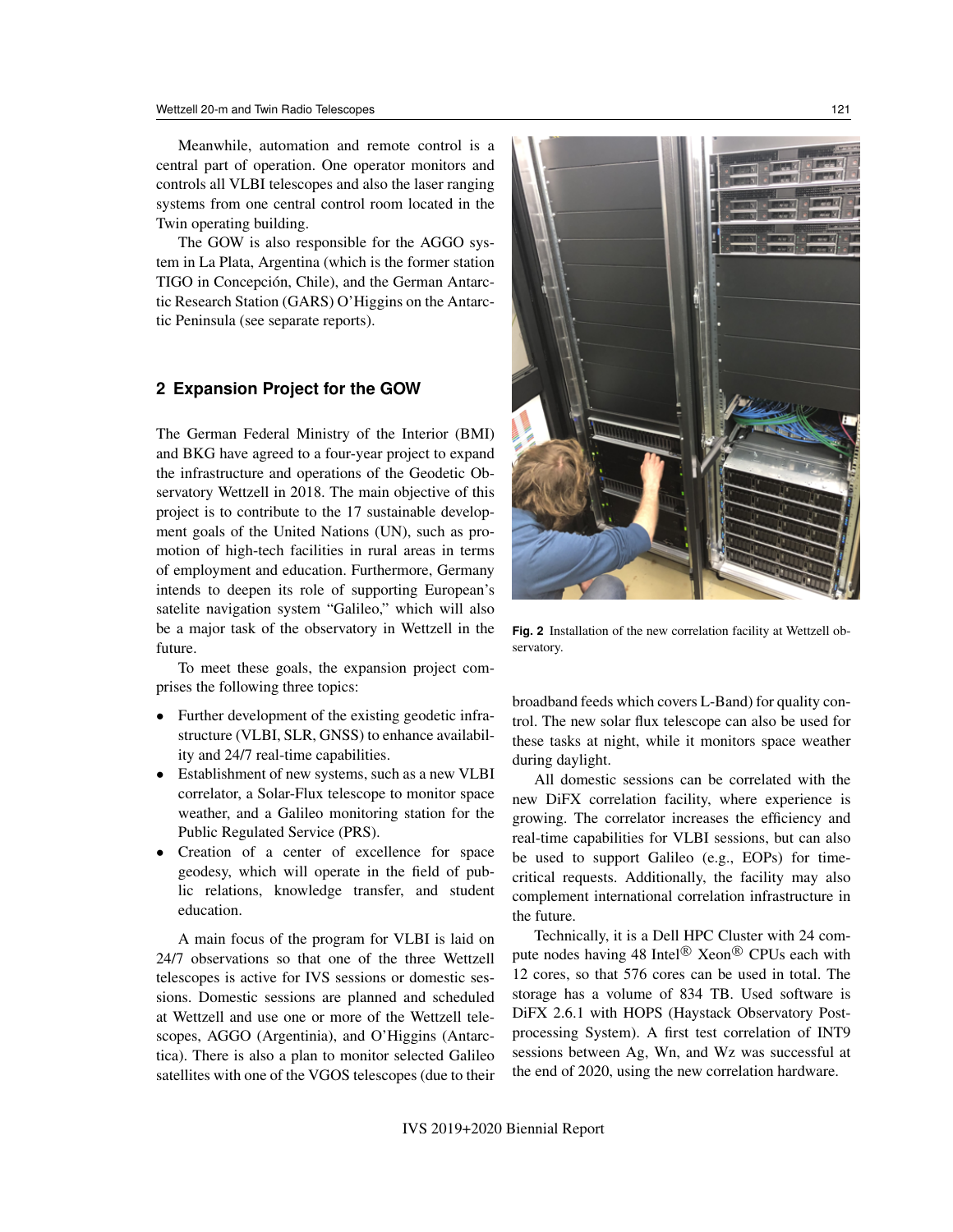Meanwhile, automation and remote control is a central part of operation. One operator monitors and controls all VLBI telescopes and also the laser ranging systems from one central control room located in the Twin operating building.

The GOW is also responsible for the AGGO system in La Plata, Argentina (which is the former station TIGO in Concepción, Chile), and the German Antarctic Research Station (GARS) O'Higgins on the Antarctic Peninsula (see separate reports).

## 2 Expansion Project for the GOW

The German Federal Ministry of the Interior (BMI) and BKG have agreed to a four-year project to expand the infrastructure and operations of the Geodetic Observatory Wettzell in 2018. The main objective of this project is to contribute to the 17 sustainable development goals of the United Nations (UN), such as promotion of high-tech facilities in rural areas in terms of employment and education. Furthermore, Germany intends to deepen its role of supporting European's satelite navigation system "Galileo," which will also be a major task of the observatory in Wettzell in the future.

To meet these goals, the expansion project comprises the following three topics:

- Further development of the existing geodetic infrastructure (VLBI, SLR, GNSS) to enhance availability and 24/7 real-time capabilities.
- Establishment of new systems, such as a new VLBI correlator, a Solar-Flux telescope to monitor space weather, and a Galileo monitoring station for the Public Regulated Service (PRS).
- Creation of a center of excellence for space geodesy, which will operate in the field of public relations, knowledge transfer, and student education.

A main focus of the program for VLBI is laid on 24/7 observations so that one of the three Wettzell telescopes is active for IVS sessions or domestic sessions. Domestic sessions are planned and scheduled at Wettzell and use one or more of the Wettzell telescopes, AGGO (Argentinia), and O'Higgins (Antarctica). There is also a plan to monitor selected Galileo satellites with one of the VGOS telescopes (due to their broadband feeds which covers L-Band) for quality control. The new solar flux telescope can also be used for these tasks at night, while it monitors space weather during daylight.

**Fig. 2** Installation of the new correlation facility at Wettzell observatory.

All domestic sessions can be correlated with the new DiFX correlation facility, where experience is growing. The correlator increases the efficiency and real-time capabilities for VLBI sessions, but can also be used to support Galileo (e.g., EOPs) for time-critical requests. Additionally, the facility may also complement international correlation infrastructure in the future.

Technically, it is a Dell HPC Cluster with 24 compute nodes having 48 Intel® Xeon® CPUs each with 12 cores, so that 576 cores can be used in total. The storage has a volume of 834 TB. Used software is DiFX 2.6.1 with HOPS (Haystack Observatory Postprocessing System). A first test correlation of INT9 sessions between Ag, Wn, and Wz was successful at the end of 2020, using the new correlation hardware.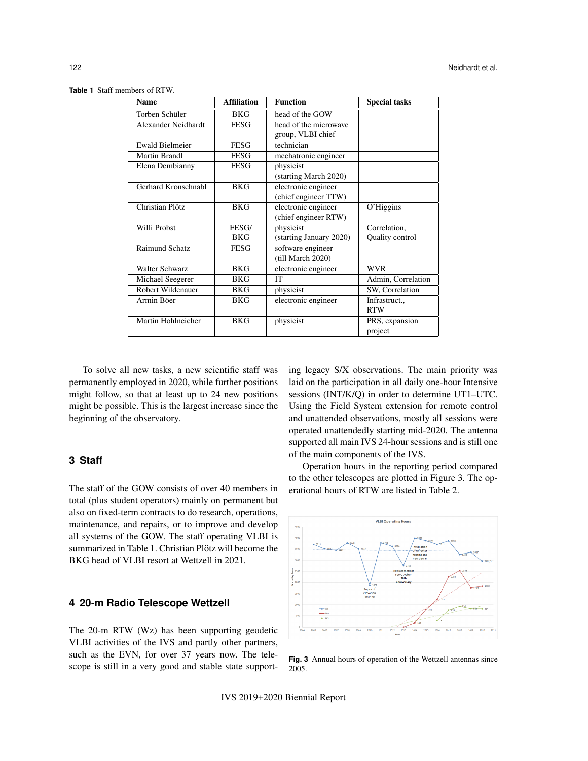**Table 1** Staff members of RTW.

| Name | Affiliation | Function | Special tasks |
|---|---|---|---|
| Torben Schüler | BKG | head of the GOW | |
| Alexander Neidhardt | FESG | head of the microwave group, VLBI chief | |
| Ewald Bielmeier | FESG | technician | |
| Martin Brandl | FESG | mechatronic engineer | |
| Elena Dembianny | FESG | physicist (starting March 2020) | |
| Gerhard Kronschnabl | BKG | electronic engineer (chief engineer TTW) | |
| Christian Plötz | BKG | electronic engineer (chief engineer RTW) | O'Higgins |
| Willi Probst | FESG/ BKG | physicist (starting January 2020) | Correlation, Quality control |
| Raimund Schatz | FESG | software engineer (till March 2020) | |
| Walter Schwarz | BKG | electronic engineer | WVR |
| Michael Seegerer | BKG | IT | Admin, Correlation |
| Robert Wildenauer | BKG | physicist | SW, Correlation |
| Armin Böer | BKG | electronic engineer | Infrastruct., RTW |
| Martin Hohlneicher | BKG | physicist | PRS, expansion project |

To solve all new tasks, a new scientific staff was permanently employed in 2020, while further positions might follow, so that at least up to 24 new positions might be possible. This is the largest increase since the beginning of the observatory.

## 3 Staff

The staff of the GOW consists of over 40 members in total (plus student operators) mainly on permanent but also on fixed-term contracts to do research, operations, maintenance, and repairs, or to improve and develop all systems of the GOW. The staff operating VLBI is summarized in Table 1. Christian Plötz will become the BKG head of VLBI resort at Wettzell in 2021.

## 4 20-m Radio Telescope Wettzell

The 20-m RTW (Wz) has been supporting geodetic VLBI activities of the IVS and partly other partners, such as the EVN, for over 37 years now. The telescope is still in a very good and stable state supporting legacy S/X observations. The main priority was laid on the participation in all daily one-hour Intensive sessions (INT/K/Q) in order to determine UT1–UTC. Using the Field System extension for remote control and unattended observations, mostly all sessions were operated unattendedly starting mid-2020. The antenna supported all main IVS 24-hour sessions and is still one of the main components of the IVS.

Operation hours in the reporting period compared to the other telescopes are plotted in Figure 3. The operational hours of RTW are listed in Table 2.

**Fig. 3** Annual hours of operation of the Wettzell antennas since 2005.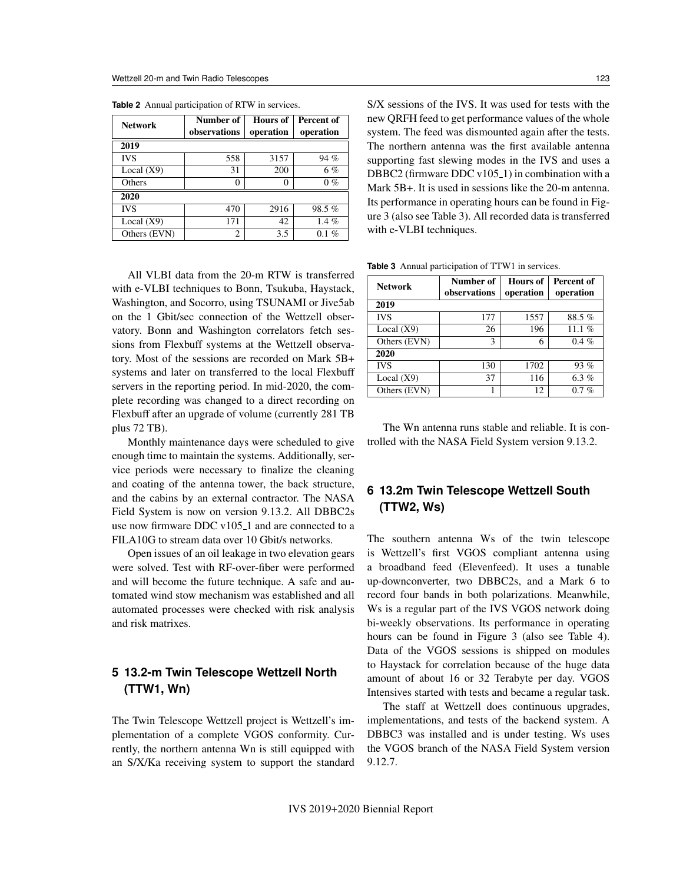**Table 2** Annual participation of RTW in services.

| Network | Number of observations | Hours of operation | Percent of operation |
|---|---|---|---|
| **2019** | | | |
| IVS | 558 | 3157 | 94 % |
| Local (X9) | 31 | 200 | 6 % |
| Others | 0 | 0 | 0 % |
| **2020** | | | |
| IVS | 470 | 2916 | 98.5 % |
| Local (X9) | 171 | 42 | 1.4 % |
| Others (EVN) | 2 | 3.5 | 0.1 % |

All VLBI data from the 20-m RTW is transferred with e-VLBI techniques to Bonn, Tsukuba, Haystack, Washington, and Socorro, using TSUNAMI or Jive5ab on the 1 Gbit/sec connection of the Wettzell observatory. Bonn and Washington correlators fetch sessions from Flexbuff systems at the Wettzell observatory. Most of the sessions are recorded on Mark 5B+ systems and later on transferred to the local Flexbuff servers in the reporting period. In mid-2020, the complete recording was changed to a direct recording on Flexbuff after an upgrade of volume (currently 281 TB plus 72 TB).

Monthly maintenance days were scheduled to give enough time to maintain the systems. Additionally, service periods were necessary to finalize the cleaning and coating of the antenna tower, the back structure, and the cabins by an external contractor. The NASA Field System is now on version 9.13.2. All DBBC2s use now firmware DDC v105_1 and are connected to a FILA10G to stream data over 10 Gbit/s networks.

Open issues of an oil leakage in two elevation gears were solved. Test with RF-over-fiber were performed and will become the future technique. A safe and automated wind stow mechanism was established and all automated processes were checked with risk analysis and risk matrixes.

## 5 13.2-m Twin Telescope Wettzell North (TTW1, Wn)

The Twin Telescope Wettzell project is Wettzell's implementation of a complete VGOS conformity. Currently, the northern antenna Wn is still equipped with an S/X/Ka receiving system to support the standard S/X sessions of the IVS. It was used for tests with the new QRFH feed to get performance values of the whole system. The feed was dismounted again after the tests. The northern antenna was the first available antenna supporting fast slewing modes in the IVS and uses a DBBC2 (firmware DDC v105_1) in combination with a Mark 5B+. It is used in sessions like the 20-m antenna. Its performance in operating hours can be found in Figure 3 (also see Table 3). All recorded data is transferred with e-VLBI techniques.

**Table 3** Annual participation of TTW1 in services.

| Network | Number of observations | Hours of operation | Percent of operation |
|---|---|---|---|
| **2019** | | | |
| IVS | 177 | 1557 | 88.5 % |
| Local (X9) | 26 | 196 | 11.1 % |
| Others (EVN) | 3 | 6 | 0.4 % |
| **2020** | | | |
| IVS | 130 | 1702 | 93 % |
| Local (X9) | 37 | 116 | 6.3 % |
| Others (EVN) | 1 | 12 | 0.7 % |

The Wn antenna runs stable and reliable. It is controlled with the NASA Field System version 9.13.2.

## 6 13.2m Twin Telescope Wettzell South (TTW2, Ws)

The southern antenna Ws of the twin telescope is Wettzell's first VGOS compliant antenna using a broadband feed (Elevenfeed). It uses a tunable up-downconverter, two DBBC2s, and a Mark 6 to record four bands in both polarizations. Meanwhile, Ws is a regular part of the IVS VGOS network doing bi-weekly observations. Its performance in operating hours can be found in Figure 3 (also see Table 4). Data of the VGOS sessions is shipped on modules to Haystack for correlation because of the huge data amount of about 16 or 32 Terabyte per day. VGOS Intensives started with tests and became a regular task.

The staff at Wettzell does continuous upgrades, implementations, and tests of the backend system. A DBBC3 was installed and is under testing. Ws uses the VGOS branch of the NASA Field System version 9.12.7.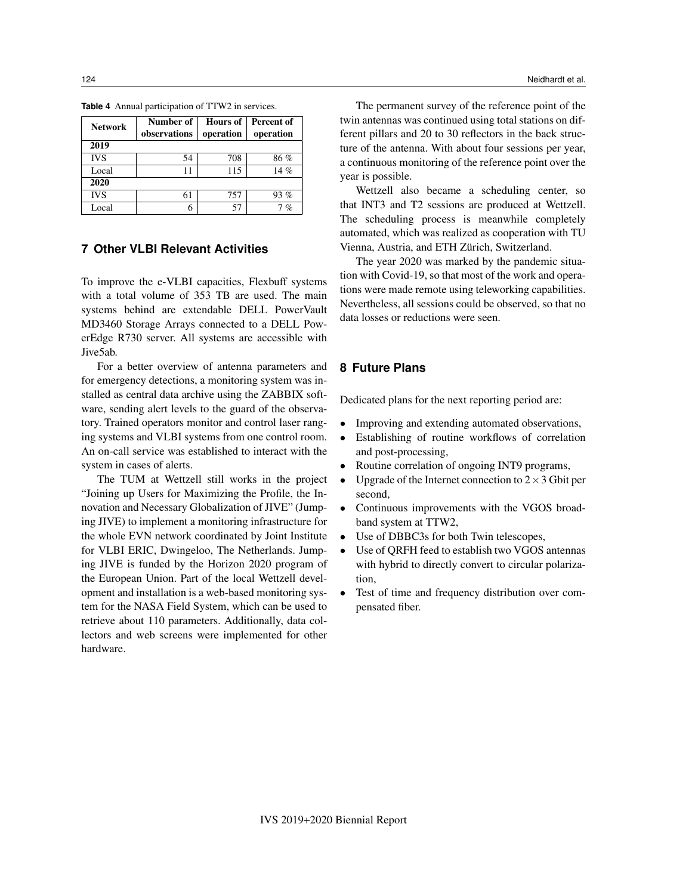**Table 4** Annual participation of TTW2 in services.

| Network | Number of observations | Hours of operation | Percent of operation |
| --- | --- | --- | --- |
| **2019** | | | |
| IVS | 54 | 708 | 86 % |
| Local | 11 | 115 | 14 % |
| **2020** | | | |
| IVS | 61 | 757 | 93 % |
| Local | 6 | 57 | 7 % |

## 7 Other VLBI Relevant Activities

To improve the e-VLBI capacities, Flexbuff systems with a total volume of 353 TB are used. The main systems behind are extendable DELL PowerVault MD3460 Storage Arrays connected to a DELL PowerEdge R730 server. All systems are accessible with Jive5ab.

For a better overview of antenna parameters and for emergency detections, a monitoring system was installed as central data archive using the ZABBIX software, sending alert levels to the guard of the observatory. Trained operators monitor and control laser ranging systems and VLBI systems from one control room. An on-call service was established to interact with the system in cases of alerts.

The TUM at Wettzell still works in the project "Joining up Users for Maximizing the Profile, the Innovation and Necessary Globalization of JIVE" (Jumping JIVE) to implement a monitoring infrastructure for the whole EVN network coordinated by Joint Institute for VLBI ERIC, Dwingeloo, The Netherlands. Jumping JIVE is funded by the Horizon 2020 program of the European Union. Part of the local Wettzell development and installation is a web-based monitoring system for the NASA Field System, which can be used to retrieve about 110 parameters. Additionally, data collectors and web screens were implemented for other hardware.

The permanent survey of the reference point of the twin antennas was continued using total stations on different pillars and 20 to 30 reflectors in the back structure of the antenna. With about four sessions per year, a continuous monitoring of the reference point over the year is possible.

Wettzell also became a scheduling center, so that INT3 and T2 sessions are produced at Wettzell. The scheduling process is meanwhile completely automated, which was realized as cooperation with TU Vienna, Austria, and ETH Zürich, Switzerland.

The year 2020 was marked by the pandemic situation with Covid-19, so that most of the work and operations were made remote using teleworking capabilities. Nevertheless, all sessions could be observed, so that no data losses or reductions were seen.

## 8 Future Plans

Dedicated plans for the next reporting period are:

- Improving and extending automated observations,
- Establishing of routine workflows of correlation and post-processing,
- Routine correlation of ongoing INT9 programs,
- Upgrade of the Internet connection to $2 \times 3$ Gbit per second,
- Continuous improvements with the VGOS broadband system at TTW2,
- Use of DBBC3s for both Twin telescopes,
- Use of QRFH feed to establish two VGOS antennas with hybrid to directly convert to circular polarization,
- Test of time and frequency distribution over compensated fiber.